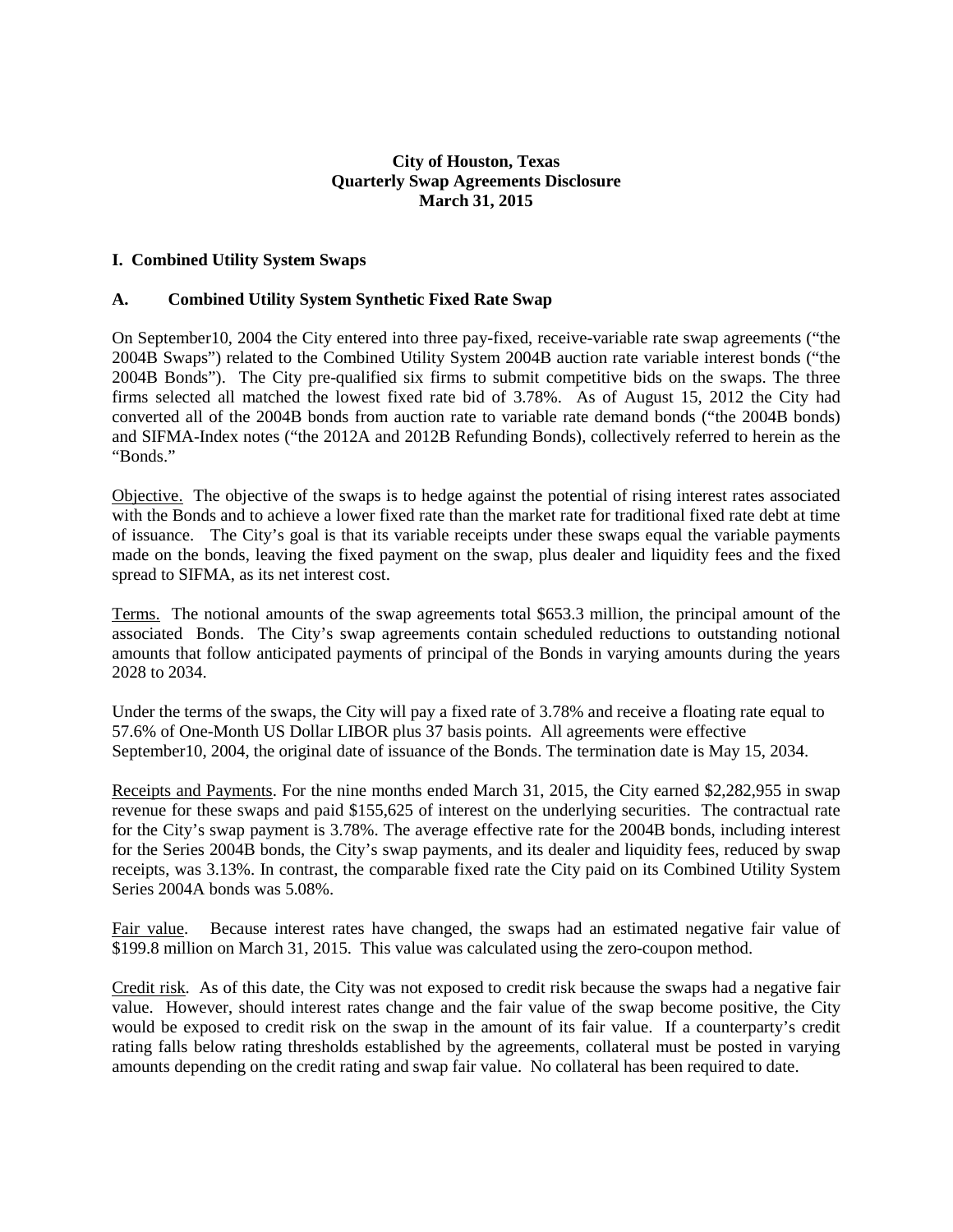**City of Houston, Texas**
**Quarterly Swap Agreements Disclosure**
**March 31, 2015**

## I. Combined Utility System Swaps

### A. Combined Utility System Synthetic Fixed Rate Swap

On September10, 2004 the City entered into three pay-fixed, receive-variable rate swap agreements ("the 2004B Swaps") related to the Combined Utility System 2004B auction rate variable interest bonds ("the 2004B Bonds"). The City pre-qualified six firms to submit competitive bids on the swaps. The three firms selected all matched the lowest fixed rate bid of 3.78%. As of August 15, 2012 the City had converted all of the 2004B bonds from auction rate to variable rate demand bonds ("the 2004B bonds) and SIFMA-Index notes ("the 2012A and 2012B Refunding Bonds), collectively referred to herein as the "Bonds."

Objective. The objective of the swaps is to hedge against the potential of rising interest rates associated with the Bonds and to achieve a lower fixed rate than the market rate for traditional fixed rate debt at time of issuance. The City's goal is that its variable receipts under these swaps equal the variable payments made on the bonds, leaving the fixed payment on the swap, plus dealer and liquidity fees and the fixed spread to SIFMA, as its net interest cost.

Terms. The notional amounts of the swap agreements total $653.3 million, the principal amount of the associated Bonds. The City's swap agreements contain scheduled reductions to outstanding notional amounts that follow anticipated payments of principal of the Bonds in varying amounts during the years 2028 to 2034.

Under the terms of the swaps, the City will pay a fixed rate of 3.78% and receive a floating rate equal to 57.6% of One-Month US Dollar LIBOR plus 37 basis points. All agreements were effective September10, 2004, the original date of issuance of the Bonds. The termination date is May 15, 2034.

Receipts and Payments. For the nine months ended March 31, 2015, the City earned $2,282,955 in swap revenue for these swaps and paid $155,625 of interest on the underlying securities. The contractual rate for the City's swap payment is 3.78%. The average effective rate for the 2004B bonds, including interest for the Series 2004B bonds, the City's swap payments, and its dealer and liquidity fees, reduced by swap receipts, was 3.13%. In contrast, the comparable fixed rate the City paid on its Combined Utility System Series 2004A bonds was 5.08%.

Fair value. Because interest rates have changed, the swaps had an estimated negative fair value of $199.8 million on March 31, 2015. This value was calculated using the zero-coupon method.

Credit risk. As of this date, the City was not exposed to credit risk because the swaps had a negative fair value. However, should interest rates change and the fair value of the swap become positive, the City would be exposed to credit risk on the swap in the amount of its fair value. If a counterparty's credit rating falls below rating thresholds established by the agreements, collateral must be posted in varying amounts depending on the credit rating and swap fair value. No collateral has been required to date.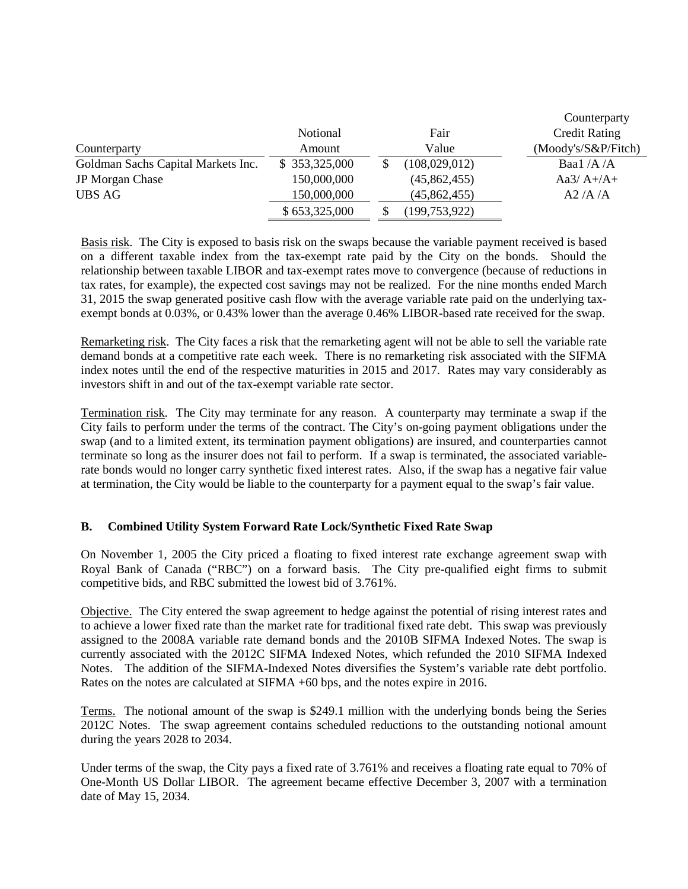| Counterparty | Notional Amount | Fair Value | Counterparty Credit Rating (Moody's/S&P/Fitch) |
|---|---|---|---|
| Goldman Sachs Capital Markets Inc. | $ 353,325,000 | $ (108,029,012) | Baa1 /A /A |
| JP Morgan Chase | 150,000,000 | (45,862,455) | Aa3/ A+/A+ |
| UBS AG | 150,000,000 | (45,862,455) | A2 /A /A |
| | $ 653,325,000 | $ (199,753,922) | |

Basis risk. The City is exposed to basis risk on the swaps because the variable payment received is based on a different taxable index from the tax-exempt rate paid by the City on the bonds. Should the relationship between taxable LIBOR and tax-exempt rates move to convergence (because of reductions in tax rates, for example), the expected cost savings may not be realized. For the nine months ended March 31, 2015 the swap generated positive cash flow with the average variable rate paid on the underlying tax-exempt bonds at 0.03%, or 0.43% lower than the average 0.46% LIBOR-based rate received for the swap.

Remarketing risk. The City faces a risk that the remarketing agent will not be able to sell the variable rate demand bonds at a competitive rate each week. There is no remarketing risk associated with the SIFMA index notes until the end of the respective maturities in 2015 and 2017. Rates may vary considerably as investors shift in and out of the tax-exempt variable rate sector.

Termination risk. The City may terminate for any reason. A counterparty may terminate a swap if the City fails to perform under the terms of the contract. The City's on-going payment obligations under the swap (and to a limited extent, its termination payment obligations) are insured, and counterparties cannot terminate so long as the insurer does not fail to perform. If a swap is terminated, the associated variable-rate bonds would no longer carry synthetic fixed interest rates. Also, if the swap has a negative fair value at termination, the City would be liable to the counterparty for a payment equal to the swap's fair value.

**B. Combined Utility System Forward Rate Lock/Synthetic Fixed Rate Swap**

On November 1, 2005 the City priced a floating to fixed interest rate exchange agreement swap with Royal Bank of Canada ("RBC") on a forward basis. The City pre-qualified eight firms to submit competitive bids, and RBC submitted the lowest bid of 3.761%.

Objective. The City entered the swap agreement to hedge against the potential of rising interest rates and to achieve a lower fixed rate than the market rate for traditional fixed rate debt. This swap was previously assigned to the 2008A variable rate demand bonds and the 2010B SIFMA Indexed Notes. The swap is currently associated with the 2012C SIFMA Indexed Notes, which refunded the 2010 SIFMA Indexed Notes. The addition of the SIFMA-Indexed Notes diversifies the System's variable rate debt portfolio. Rates on the notes are calculated at SIFMA +60 bps, and the notes expire in 2016.

Terms. The notional amount of the swap is $249.1 million with the underlying bonds being the Series 2012C Notes. The swap agreement contains scheduled reductions to the outstanding notional amount during the years 2028 to 2034.

Under terms of the swap, the City pays a fixed rate of 3.761% and receives a floating rate equal to 70% of One-Month US Dollar LIBOR. The agreement became effective December 3, 2007 with a termination date of May 15, 2034.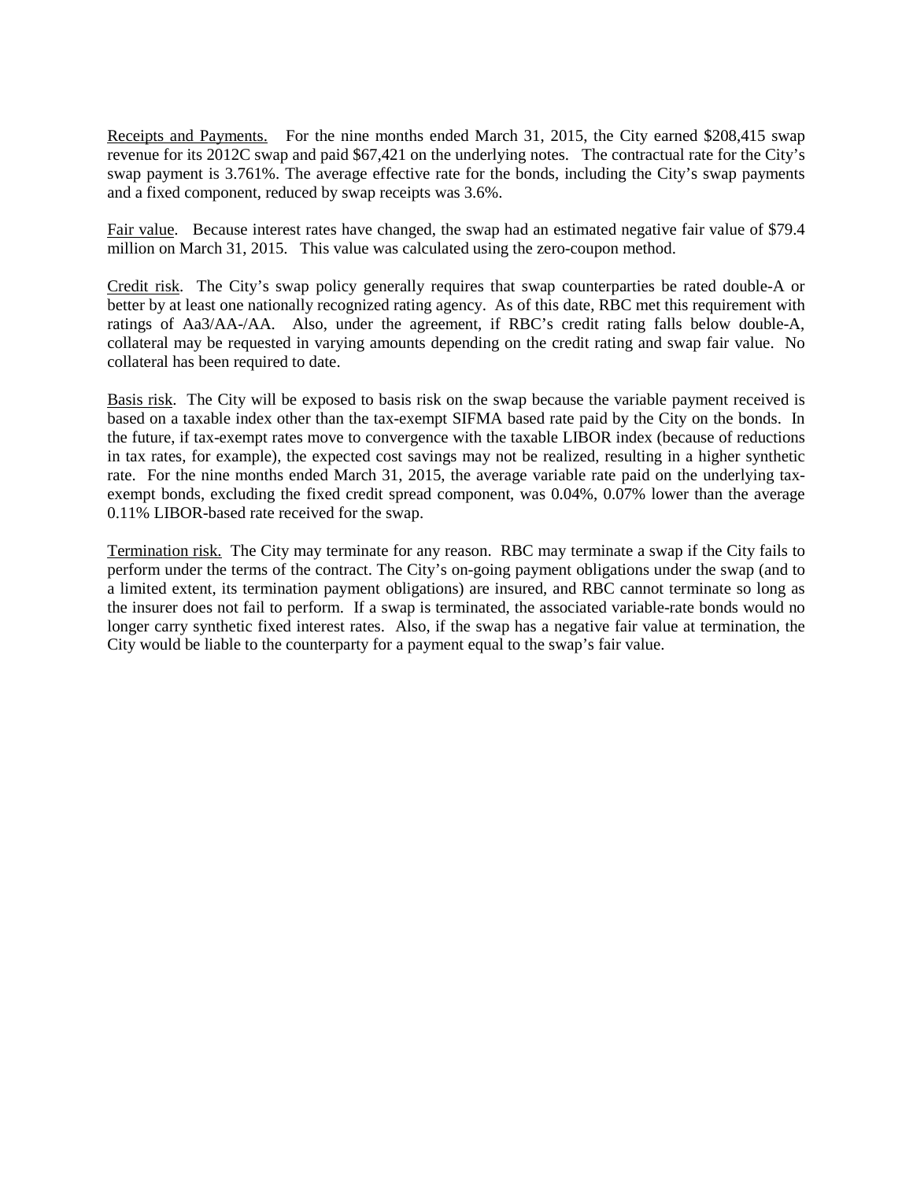Receipts and Payments. For the nine months ended March 31, 2015, the City earned \$208,415 swap revenue for its 2012C swap and paid \$67,421 on the underlying notes. The contractual rate for the City's swap payment is 3.761%. The average effective rate for the bonds, including the City's swap payments and a fixed component, reduced by swap receipts was 3.6%.

Fair value. Because interest rates have changed, the swap had an estimated negative fair value of \$79.4 million on March 31, 2015. This value was calculated using the zero-coupon method.

Credit risk. The City's swap policy generally requires that swap counterparties be rated double-A or better by at least one nationally recognized rating agency. As of this date, RBC met this requirement with ratings of Aa3/AA-/AA. Also, under the agreement, if RBC's credit rating falls below double-A, collateral may be requested in varying amounts depending on the credit rating and swap fair value. No collateral has been required to date.

Basis risk. The City will be exposed to basis risk on the swap because the variable payment received is based on a taxable index other than the tax-exempt SIFMA based rate paid by the City on the bonds. In the future, if tax-exempt rates move to convergence with the taxable LIBOR index (because of reductions in tax rates, for example), the expected cost savings may not be realized, resulting in a higher synthetic rate. For the nine months ended March 31, 2015, the average variable rate paid on the underlying tax-exempt bonds, excluding the fixed credit spread component, was 0.04%, 0.07% lower than the average 0.11% LIBOR-based rate received for the swap.

Termination risk. The City may terminate for any reason. RBC may terminate a swap if the City fails to perform under the terms of the contract. The City's on-going payment obligations under the swap (and to a limited extent, its termination payment obligations) are insured, and RBC cannot terminate so long as the insurer does not fail to perform. If a swap is terminated, the associated variable-rate bonds would no longer carry synthetic fixed interest rates. Also, if the swap has a negative fair value at termination, the City would be liable to the counterparty for a payment equal to the swap's fair value.